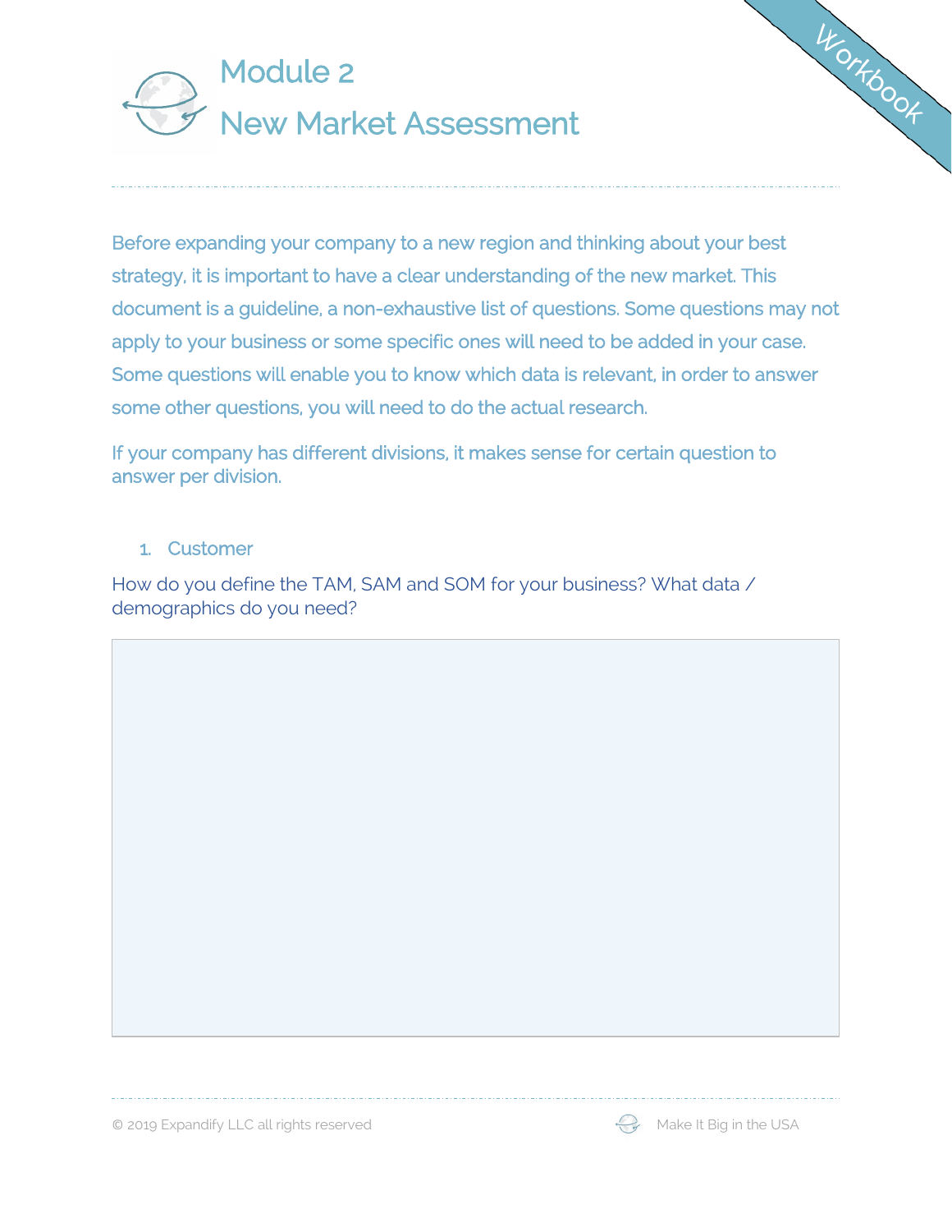Workbook

# Module 2
# New Market Assessment

Before expanding your company to a new region and thinking about your best strategy, it is important to have a clear understanding of the new market. This document is a guideline, a non-exhaustive list of questions. Some questions may not apply to your business or some specific ones will need to be added in your case. Some questions will enable you to know which data is relevant, in order to answer some other questions, you will need to do the actual research.

If your company has different divisions, it makes sense for certain question to answer per division.

## 1. Customer

How do you define the TAM, SAM and SOM for your business? What data / demographics do you need?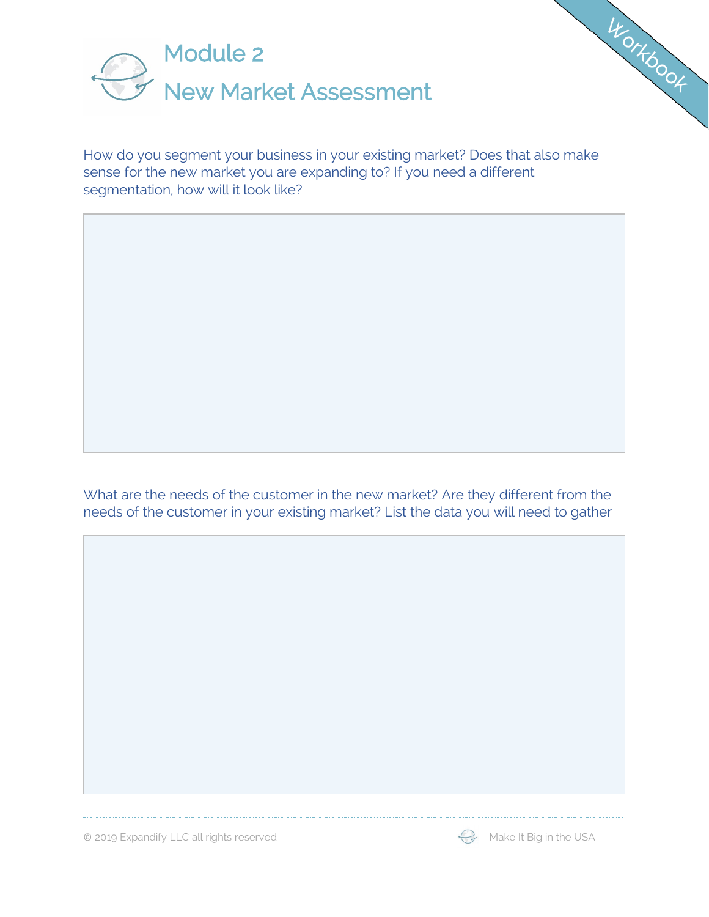# Module 2

# New Market Assessment

How do you segment your business in your existing market? Does that also make sense for the new market you are expanding to? If you need a different segmentation, how will it look like?

What are the needs of the customer in the new market? Are they different from the needs of the customer in your existing market? List the data you will need to gather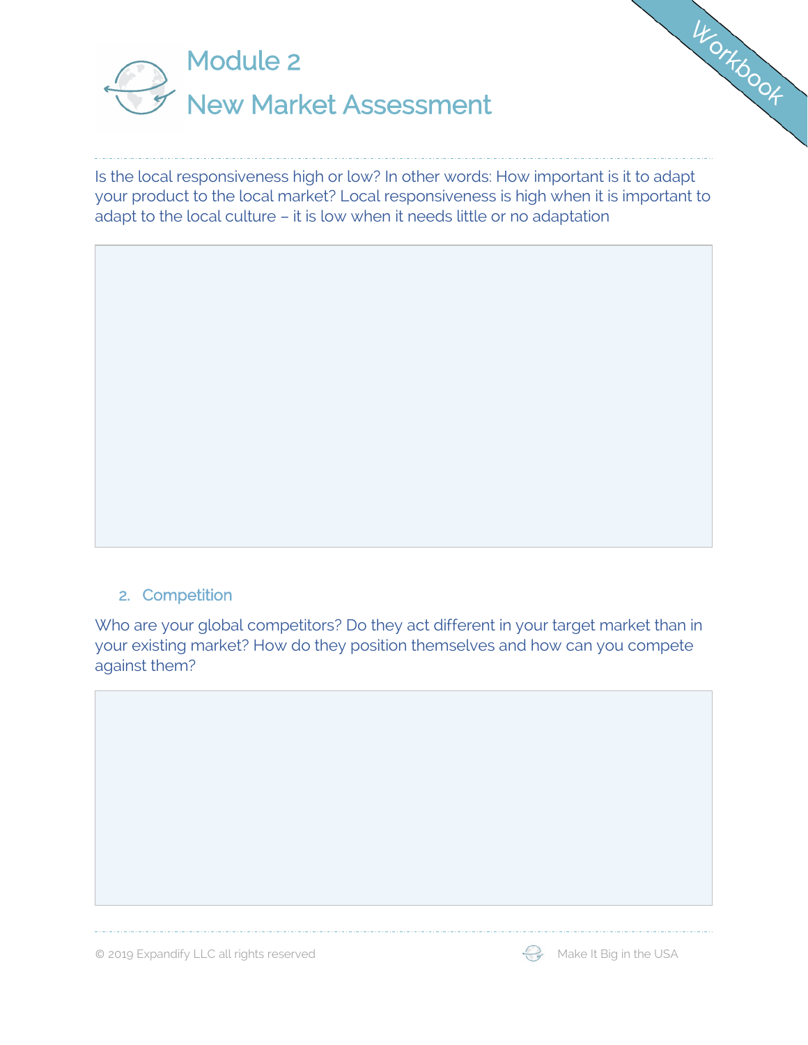# Module 2
# New Market Assessment

Is the local responsiveness high or low? In other words: How important is it to adapt your product to the local market? Local responsiveness is high when it is important to adapt to the local culture – it is low when it needs little or no adaptation

## 2. Competition

Who are your global competitors? Do they act different in your target market than in your existing market? How do they position themselves and how can you compete against them?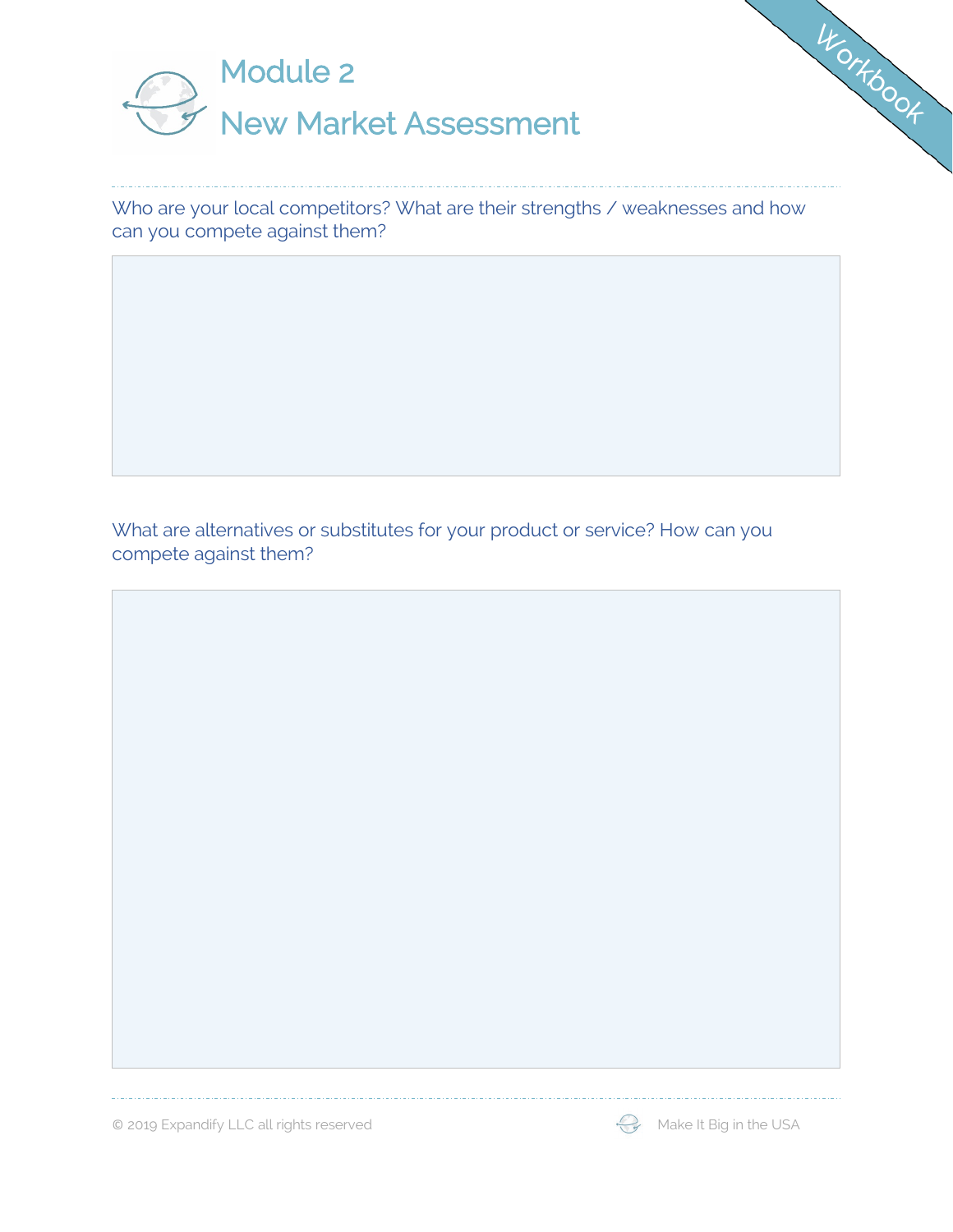# Module 2

# New Market Assessment

Who are your local competitors? What are their strengths / weaknesses and how can you compete against them?

What are alternatives or substitutes for your product or service? How can you compete against them?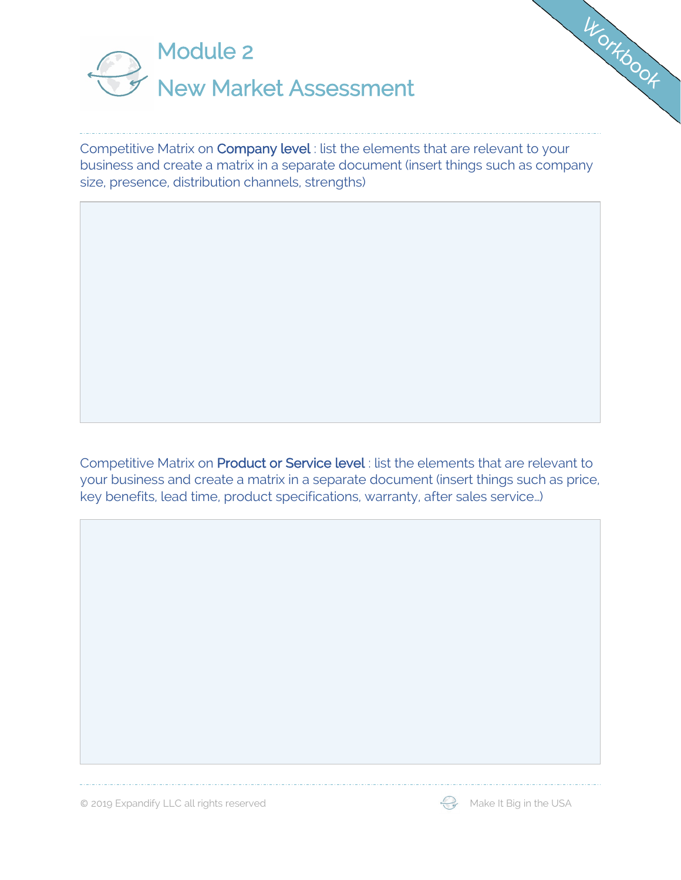# Module 2

# New Market Assessment

Competitive Matrix on **Company level** : list the elements that are relevant to your business and create a matrix in a separate document (insert things such as company size, presence, distribution channels, strengths)

Competitive Matrix on **Product or Service level** : list the elements that are relevant to your business and create a matrix in a separate document (insert things such as price, key benefits, lead time, product specifications, warranty, after sales service…)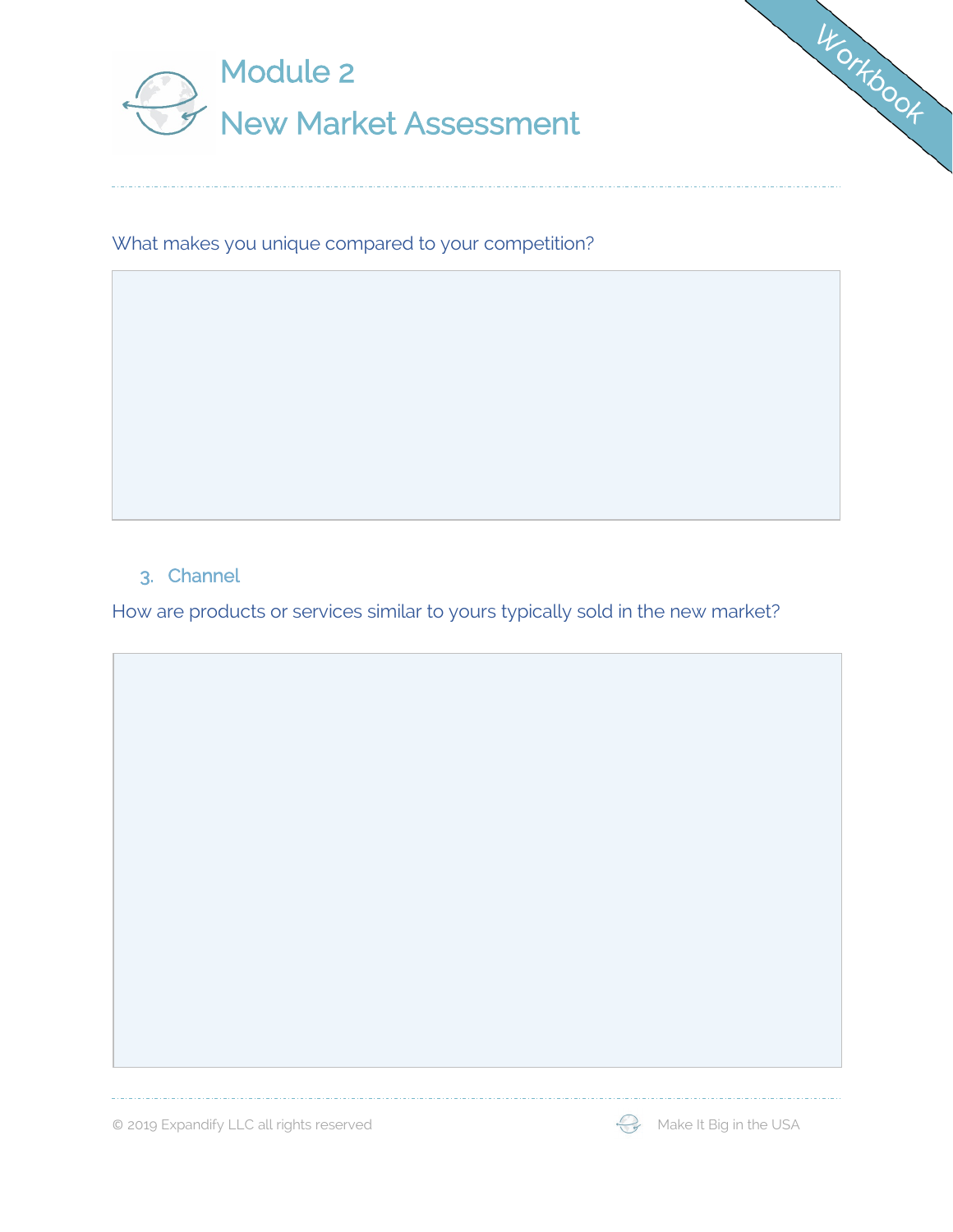What makes you unique compared to your competition?

3. Channel

How are products or services similar to yours typically sold in the new market?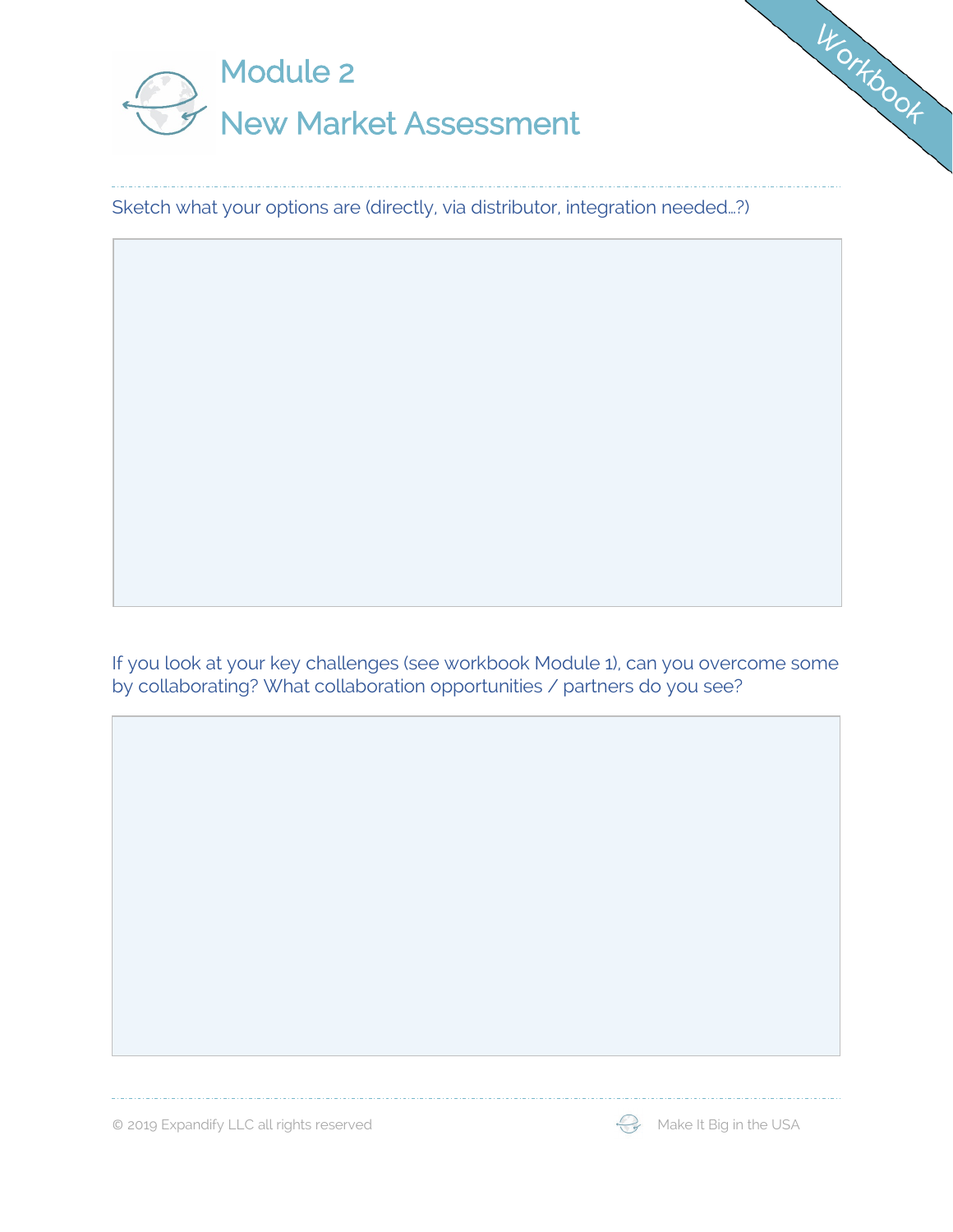# Module 2

# New Market Assessment

Sketch what your options are (directly, via distributor, integration needed…?)

If you look at your key challenges (see workbook Module 1), can you overcome some by collaborating? What collaboration opportunities / partners do you see?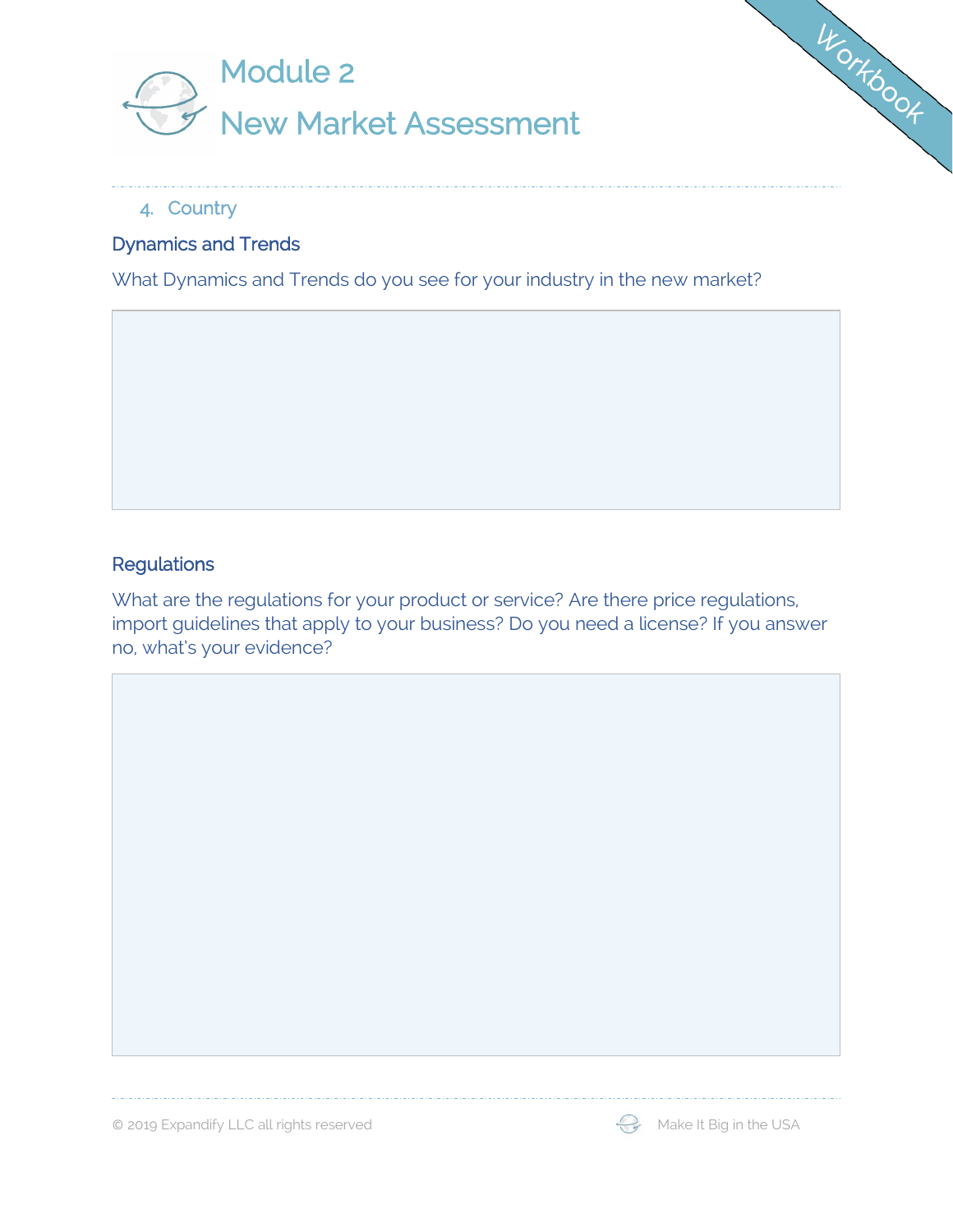# Module 2

# New Market Assessment

4. Country

## Dynamics and Trends

What Dynamics and Trends do you see for your industry in the new market?

## Regulations

What are the regulations for your product or service? Are there price regulations, import guidelines that apply to your business? Do you need a license? If you answer no, what's your evidence?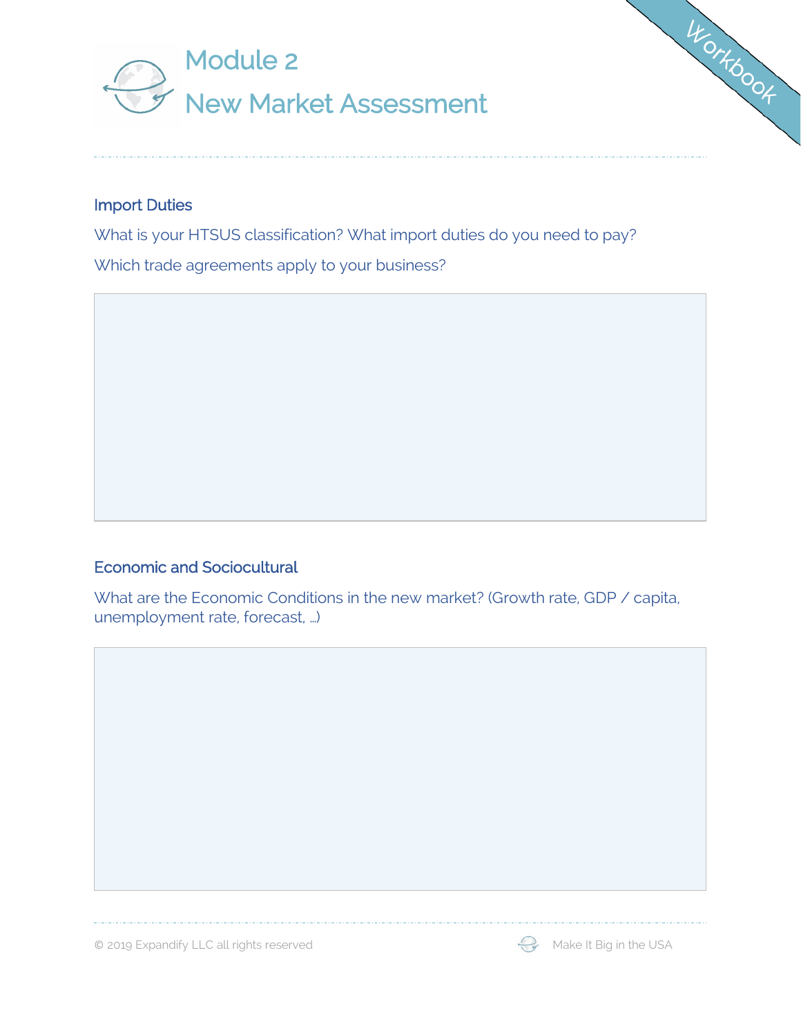# Module 2
# New Market Assessment

## Import Duties

What is your HTSUS classification? What import duties do you need to pay?

Which trade agreements apply to your business?

## Economic and Sociocultural

What are the Economic Conditions in the new market? (Growth rate, GDP / capita, unemployment rate, forecast, ...)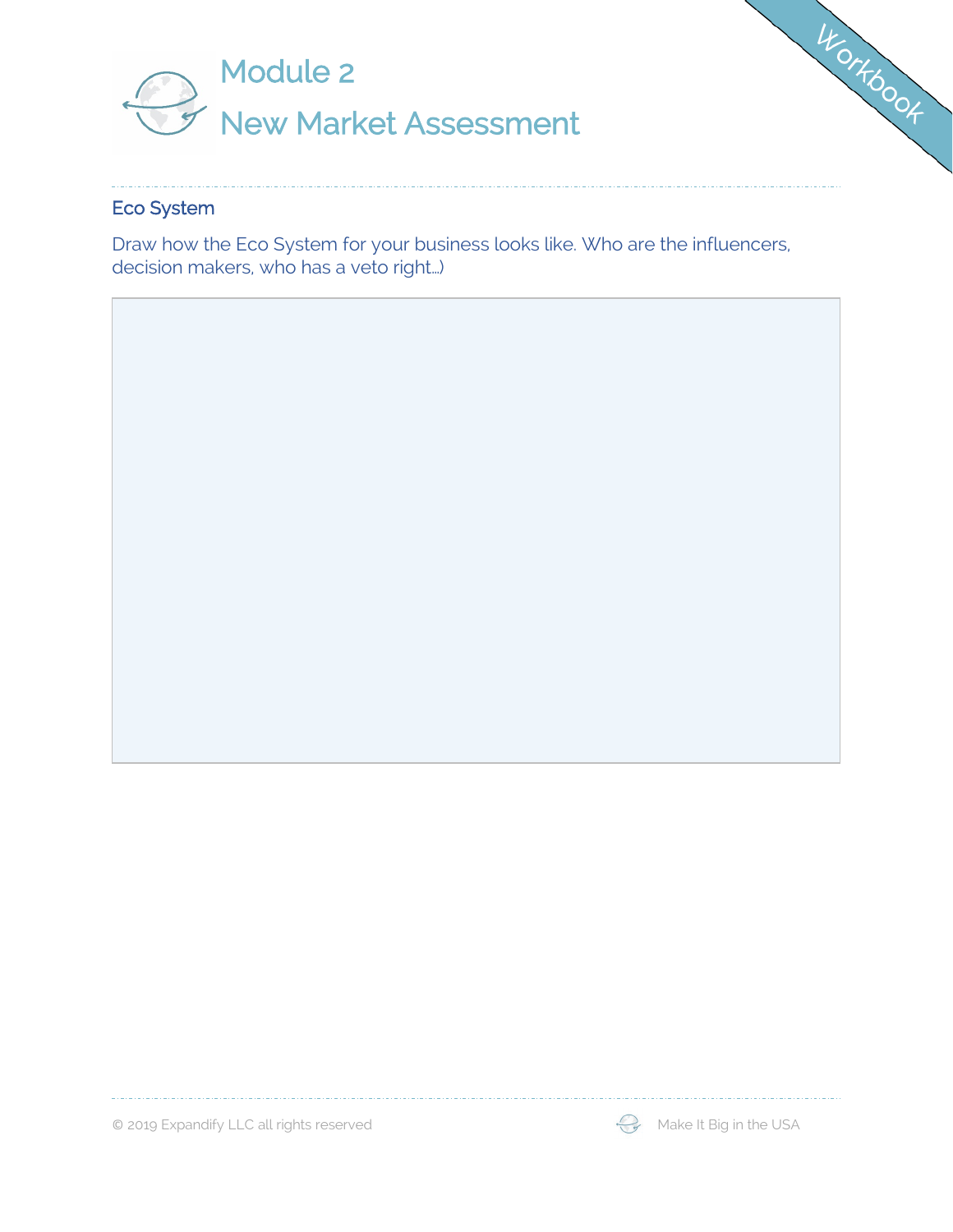# Module 2

# New Market Assessment

## Eco System

Draw how the Eco System for your business looks like. Who are the influencers, decision makers, who has a veto right...)